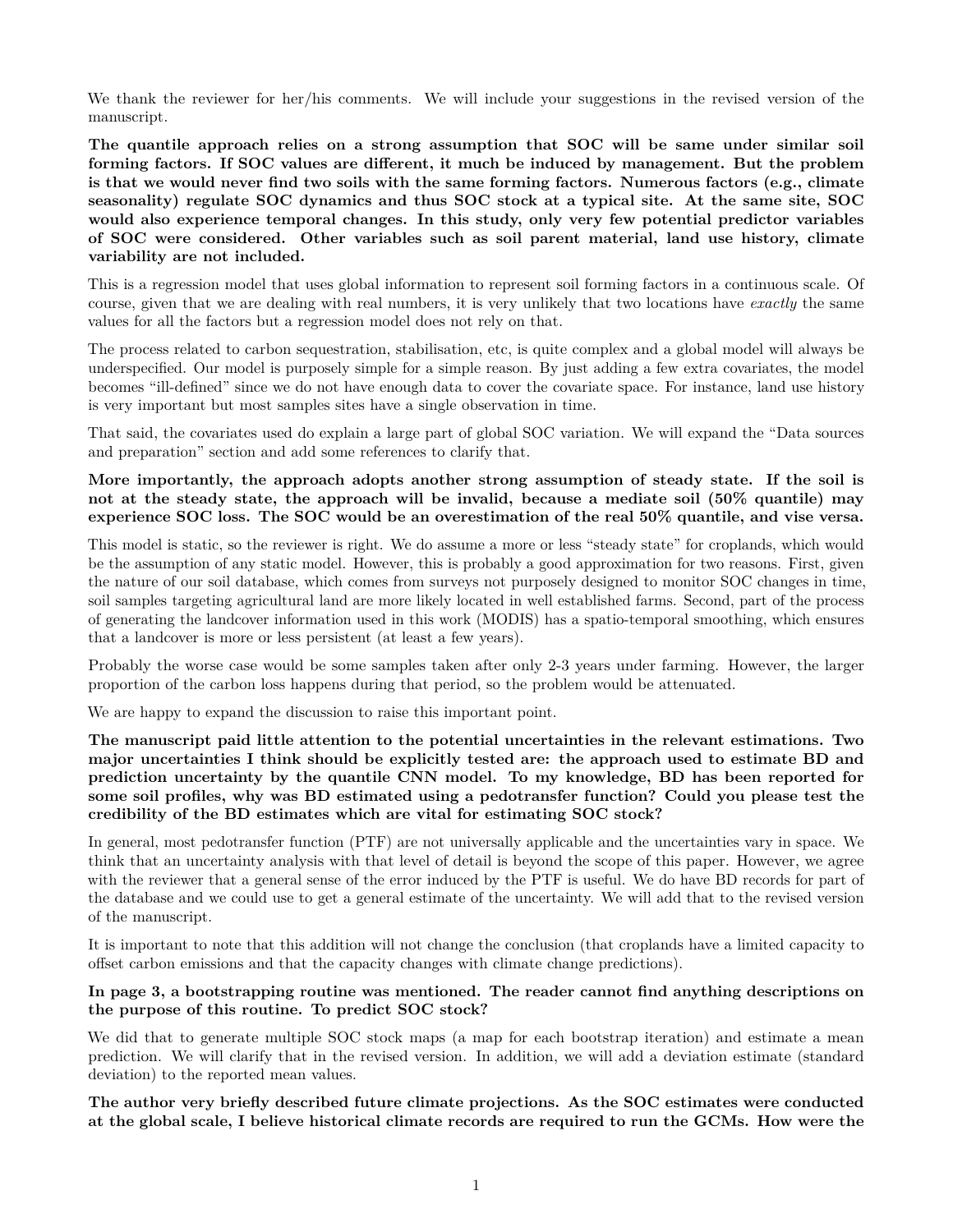We thank the reviewer for her/his comments. We will include your suggestions in the revised version of the manuscript.

**The quantile approach relies on a strong assumption that SOC will be same under similar soil forming factors. If SOC values are different, it much be induced by management. But the problem is that we would never find two soils with the same forming factors. Numerous factors (e.g., climate seasonality) regulate SOC dynamics and thus SOC stock at a typical site. At the same site, SOC would also experience temporal changes. In this study, only very few potential predictor variables of SOC were considered. Other variables such as soil parent material, land use history, climate variability are not included.**

This is a regression model that uses global information to represent soil forming factors in a continuous scale. Of course, given that we are dealing with real numbers, it is very unlikely that two locations have *exactly* the same values for all the factors but a regression model does not rely on that.

The process related to carbon sequestration, stabilisation, etc, is quite complex and a global model will always be underspecified. Our model is purposely simple for a simple reason. By just adding a few extra covariates, the model becomes "ill-defined" since we do not have enough data to cover the covariate space. For instance, land use history is very important but most samples sites have a single observation in time.

That said, the covariates used do explain a large part of global SOC variation. We will expand the "Data sources and preparation" section and add some references to clarify that.

**More importantly, the approach adopts another strong assumption of steady state. If the soil is not at the steady state, the approach will be invalid, because a mediate soil (50% quantile) may experience SOC loss. The SOC would be an overestimation of the real 50% quantile, and vise versa.**

This model is static, so the reviewer is right. We do assume a more or less "steady state" for croplands, which would be the assumption of any static model. However, this is probably a good approximation for two reasons. First, given the nature of our soil database, which comes from surveys not purposely designed to monitor SOC changes in time, soil samples targeting agricultural land are more likely located in well established farms. Second, part of the process of generating the landcover information used in this work (MODIS) has a spatio-temporal smoothing, which ensures that a landcover is more or less persistent (at least a few years).

Probably the worse case would be some samples taken after only 2-3 years under farming. However, the larger proportion of the carbon loss happens during that period, so the problem would be attenuated.

We are happy to expand the discussion to raise this important point.

**The manuscript paid little attention to the potential uncertainties in the relevant estimations. Two major uncertainties I think should be explicitly tested are: the approach used to estimate BD and prediction uncertainty by the quantile CNN model. To my knowledge, BD has been reported for some soil profiles, why was BD estimated using a pedotransfer function? Could you please test the credibility of the BD estimates which are vital for estimating SOC stock?**

In general, most pedotransfer function (PTF) are not universally applicable and the uncertainties vary in space. We think that an uncertainty analysis with that level of detail is beyond the scope of this paper. However, we agree with the reviewer that a general sense of the error induced by the PTF is useful. We do have BD records for part of the database and we could use to get a general estimate of the uncertainty. We will add that to the revised version of the manuscript.

It is important to note that this addition will not change the conclusion (that croplands have a limited capacity to offset carbon emissions and that the capacity changes with climate change predictions).

**In page 3, a bootstrapping routine was mentioned. The reader cannot find anything descriptions on the purpose of this routine. To predict SOC stock?**

We did that to generate multiple SOC stock maps (a map for each bootstrap iteration) and estimate a mean prediction. We will clarify that in the revised version. In addition, we will add a deviation estimate (standard deviation) to the reported mean values.

**The author very briefly described future climate projections. As the SOC estimates were conducted at the global scale, I believe historical climate records are required to run the GCMs. How were the**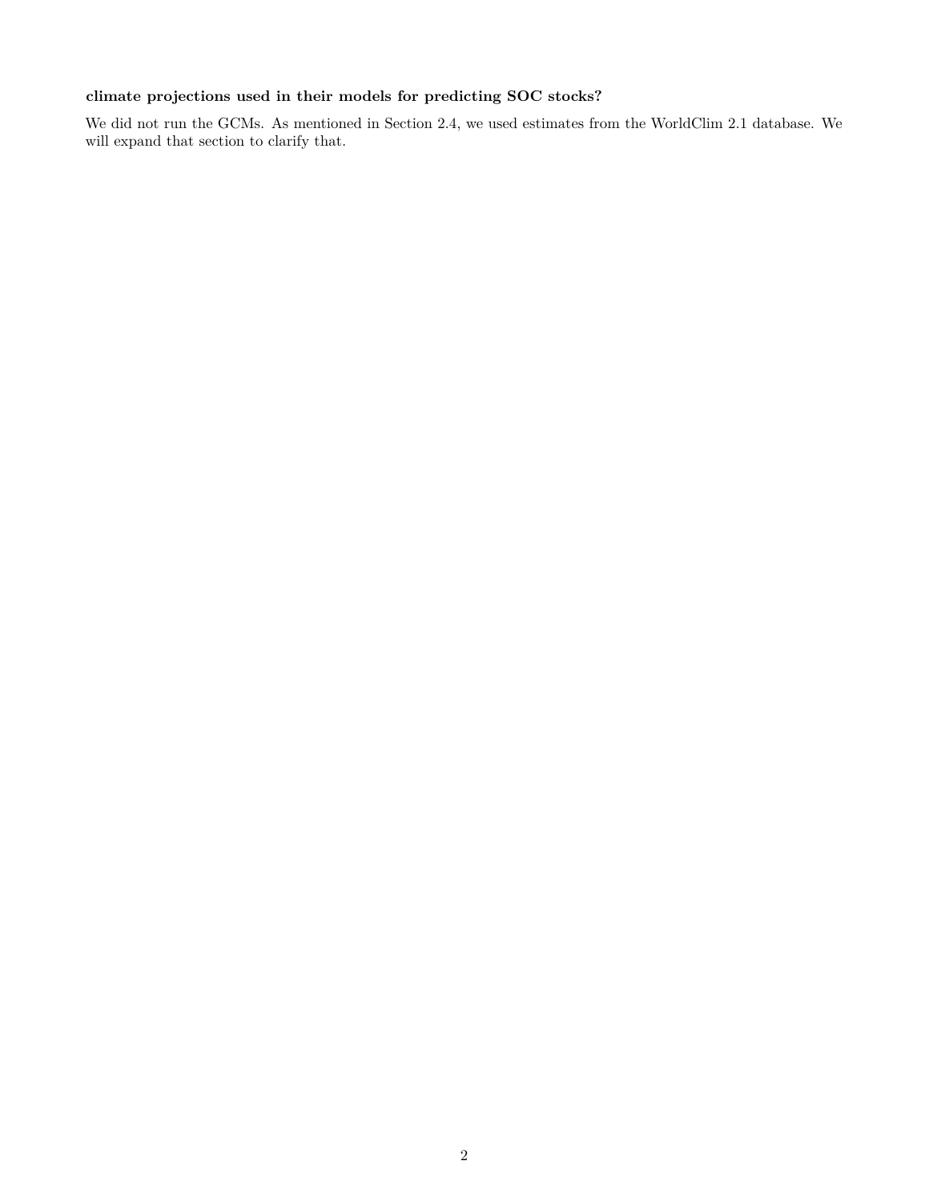**climate projections used in their models for predicting SOC stocks?**

We did not run the GCMs. As mentioned in Section 2.4, we used estimates from the WorldClim 2.1 database. We will expand that section to clarify that.